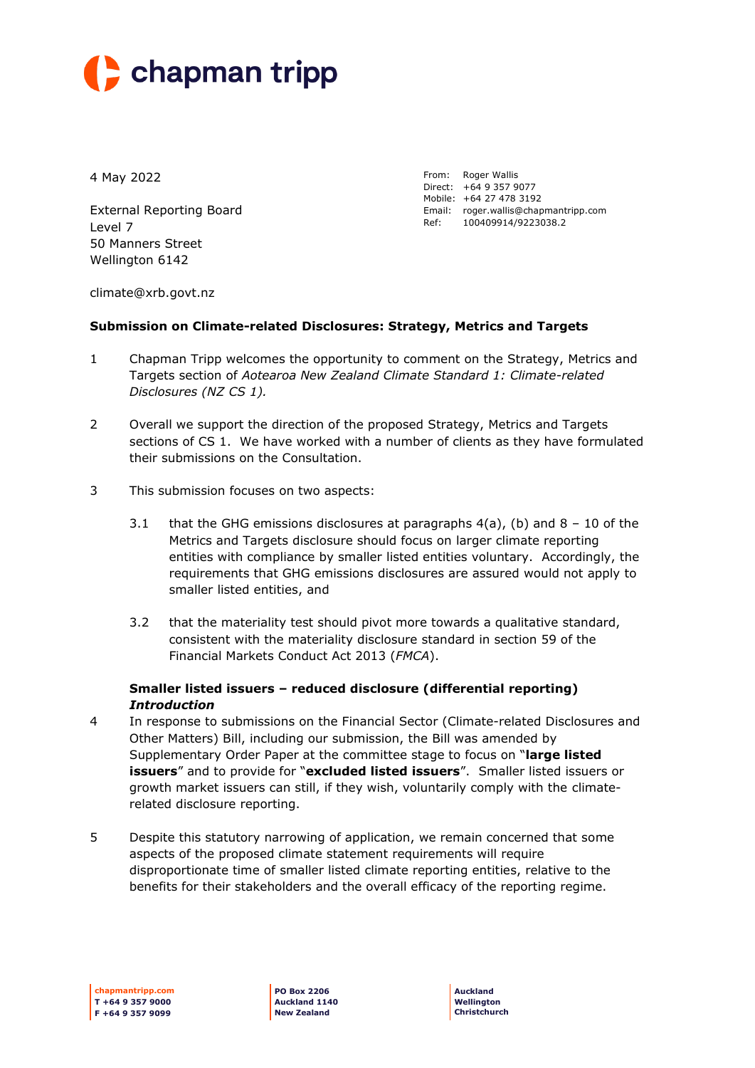chapman tripp

4 May 2022

From: Roger Wallis
Direct: +64 9 357 9077
Mobile: +64 27 478 3192
Email: roger.wallis@chapmantripp.com
Ref: 100409914/9223038.2

External Reporting Board
Level 7
50 Manners Street
Wellington 6142

climate@xrb.govt.nz

**Submission on Climate-related Disclosures: Strategy, Metrics and Targets**

1 Chapman Tripp welcomes the opportunity to comment on the Strategy, Metrics and Targets section of *Aotearoa New Zealand Climate Standard 1: Climate-related Disclosures (NZ CS 1).*

2 Overall we support the direction of the proposed Strategy, Metrics and Targets sections of CS 1. We have worked with a number of clients as they have formulated their submissions on the Consultation.

3 This submission focuses on two aspects:

 3.1 that the GHG emissions disclosures at paragraphs 4(a), (b) and 8 – 10 of the Metrics and Targets disclosure should focus on larger climate reporting entities with compliance by smaller listed entities voluntary. Accordingly, the requirements that GHG emissions disclosures are assured would not apply to smaller listed entities, and

 3.2 that the materiality test should pivot more towards a qualitative standard, consistent with the materiality disclosure standard in section 59 of the Financial Markets Conduct Act 2013 (*FMCA*).

**Smaller listed issuers – reduced disclosure (differential reporting)**
***Introduction***

4 In response to submissions on the Financial Sector (Climate-related Disclosures and Other Matters) Bill, including our submission, the Bill was amended by Supplementary Order Paper at the committee stage to focus on "**large listed issuers**" and to provide for "**excluded listed issuers**". Smaller listed issuers or growth market issuers can still, if they wish, voluntarily comply with the climate-related disclosure reporting.

5 Despite this statutory narrowing of application, we remain concerned that some aspects of the proposed climate statement requirements will require disproportionate time of smaller listed climate reporting entities, relative to the benefits for their stakeholders and the overall efficacy of the reporting regime.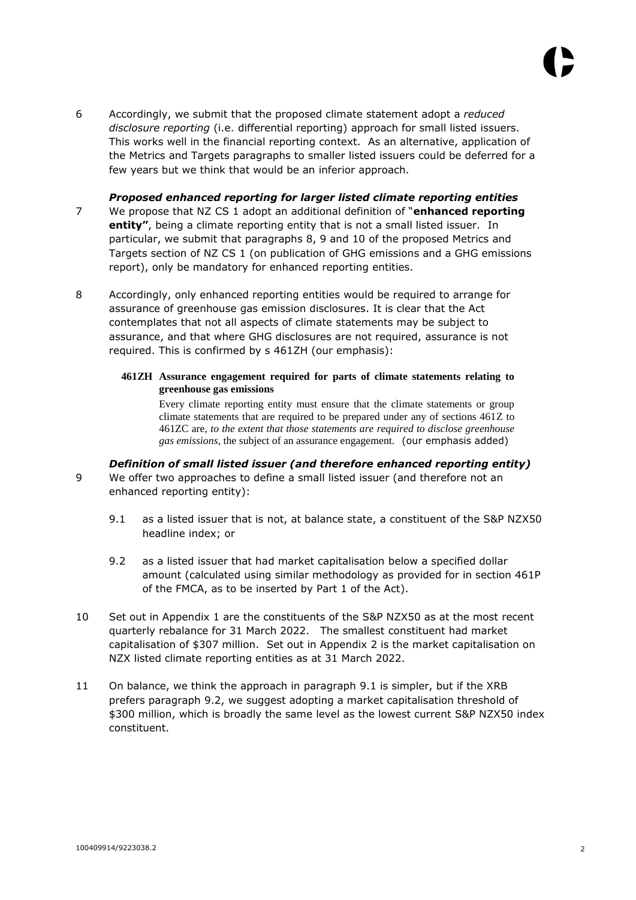6 Accordingly, we submit that the proposed climate statement adopt a *reduced disclosure reporting* (i.e. differential reporting) approach for small listed issuers. This works well in the financial reporting context. As an alternative, application of the Metrics and Targets paragraphs to smaller listed issuers could be deferred for a few years but we think that would be an inferior approach.

***Proposed enhanced reporting for larger listed climate reporting entities***

7 We propose that NZ CS 1 adopt an additional definition of "**enhanced reporting entity"**, being a climate reporting entity that is not a small listed issuer. In particular, we submit that paragraphs 8, 9 and 10 of the proposed Metrics and Targets section of NZ CS 1 (on publication of GHG emissions and a GHG emissions report), only be mandatory for enhanced reporting entities.

8 Accordingly, only enhanced reporting entities would be required to arrange for assurance of greenhouse gas emission disclosures. It is clear that the Act contemplates that not all aspects of climate statements may be subject to assurance, and that where GHG disclosures are not required, assurance is not required. This is confirmed by s 461ZH (our emphasis):

> **461ZH Assurance engagement required for parts of climate statements relating to greenhouse gas emissions**
>
> Every climate reporting entity must ensure that the climate statements or group climate statements that are required to be prepared under any of sections 461Z to 461ZC are, *to the extent that those statements are required to disclose greenhouse gas emissions*, the subject of an assurance engagement. (our emphasis added)

***Definition of small listed issuer (and therefore enhanced reporting entity)***

9 We offer two approaches to define a small listed issuer (and therefore not an enhanced reporting entity):

9.1 as a listed issuer that is not, at balance state, a constituent of the S&P NZX50 headline index; or

9.2 as a listed issuer that had market capitalisation below a specified dollar amount (calculated using similar methodology as provided for in section 461P of the FMCA, as to be inserted by Part 1 of the Act).

10 Set out in Appendix 1 are the constituents of the S&P NZX50 as at the most recent quarterly rebalance for 31 March 2022. The smallest constituent had market capitalisation of $307 million. Set out in Appendix 2 is the market capitalisation on NZX listed climate reporting entities as at 31 March 2022.

11 On balance, we think the approach in paragraph 9.1 is simpler, but if the XRB prefers paragraph 9.2, we suggest adopting a market capitalisation threshold of $300 million, which is broadly the same level as the lowest current S&P NZX50 index constituent.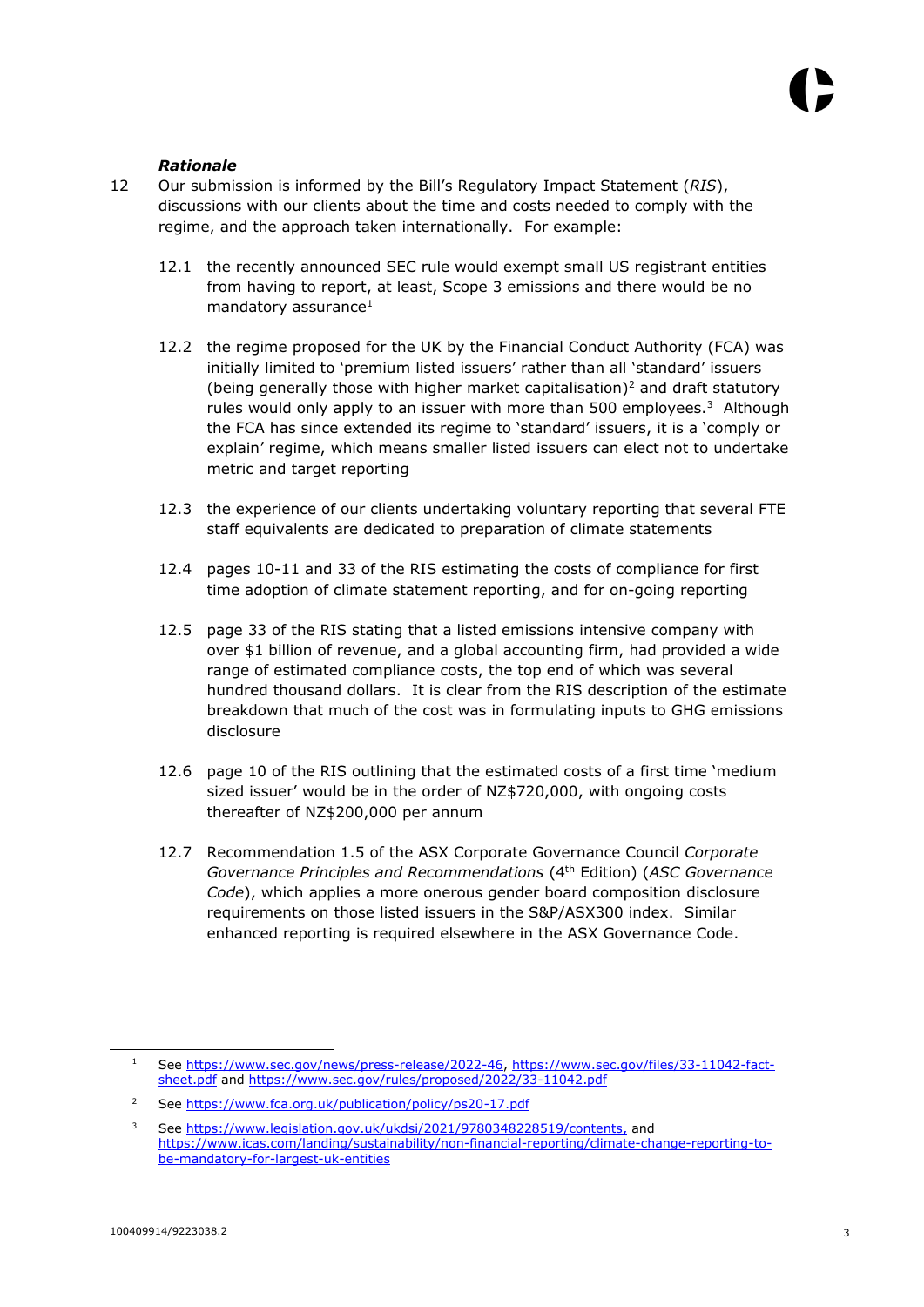***Rationale***

12 Our submission is informed by the Bill's Regulatory Impact Statement (*RIS*), discussions with our clients about the time and costs needed to comply with the regime, and the approach taken internationally. For example:

12.1 the recently announced SEC rule would exempt small US registrant entities from having to report, at least, Scope 3 emissions and there would be no mandatory assurance[1]

12.2 the regime proposed for the UK by the Financial Conduct Authority (FCA) was initially limited to 'premium listed issuers' rather than all 'standard' issuers (being generally those with higher market capitalisation)[2] and draft statutory rules would only apply to an issuer with more than 500 employees.[3] Although the FCA has since extended its regime to 'standard' issuers, it is a 'comply or explain' regime, which means smaller listed issuers can elect not to undertake metric and target reporting

12.3 the experience of our clients undertaking voluntary reporting that several FTE staff equivalents are dedicated to preparation of climate statements

12.4 pages 10-11 and 33 of the RIS estimating the costs of compliance for first time adoption of climate statement reporting, and for on-going reporting

12.5 page 33 of the RIS stating that a listed emissions intensive company with over $1 billion of revenue, and a global accounting firm, had provided a wide range of estimated compliance costs, the top end of which was several hundred thousand dollars. It is clear from the RIS description of the estimate breakdown that much of the cost was in formulating inputs to GHG emissions disclosure

12.6 page 10 of the RIS outlining that the estimated costs of a first time 'medium sized issuer' would be in the order of NZ$720,000, with ongoing costs thereafter of NZ$200,000 per annum

12.7 Recommendation 1.5 of the ASX Corporate Governance Council *Corporate Governance Principles and Recommendations* (4th Edition) (*ASC Governance Code*), which applies a more onerous gender board composition disclosure requirements on those listed issuers in the S&P/ASX300 index. Similar enhanced reporting is required elsewhere in the ASX Governance Code.

---

[1] See https://www.sec.gov/news/press-release/2022-46, https://www.sec.gov/files/33-11042-fact-sheet.pdf and https://www.sec.gov/rules/proposed/2022/33-11042.pdf

[2] See https://www.fca.org.uk/publication/policy/ps20-17.pdf

[3] See https://www.legislation.gov.uk/ukdsi/2021/9780348228519/contents, and https://www.icas.com/landing/sustainability/non-financial-reporting/climate-change-reporting-to-be-mandatory-for-largest-uk-entities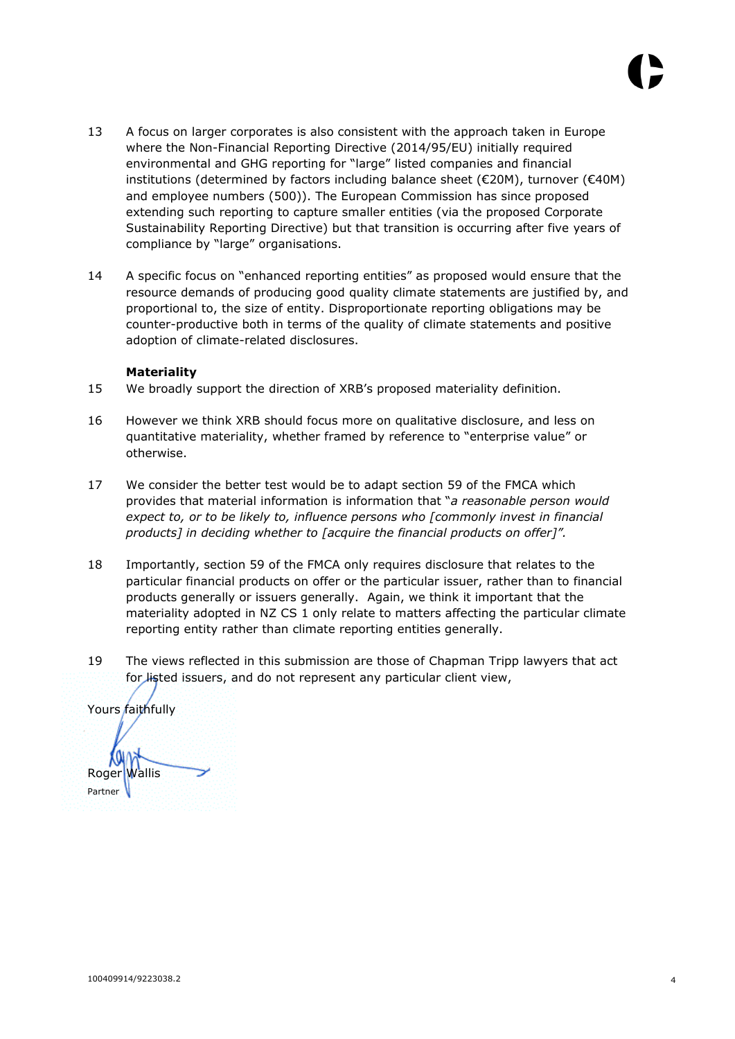13 A focus on larger corporates is also consistent with the approach taken in Europe where the Non-Financial Reporting Directive (2014/95/EU) initially required environmental and GHG reporting for "large" listed companies and financial institutions (determined by factors including balance sheet (€20M), turnover (€40M) and employee numbers (500)). The European Commission has since proposed extending such reporting to capture smaller entities (via the proposed Corporate Sustainability Reporting Directive) but that transition is occurring after five years of compliance by "large" organisations.

14 A specific focus on "enhanced reporting entities" as proposed would ensure that the resource demands of producing good quality climate statements are justified by, and proportional to, the size of entity. Disproportionate reporting obligations may be counter-productive both in terms of the quality of climate statements and positive adoption of climate-related disclosures.

**Materiality**

15 We broadly support the direction of XRB's proposed materiality definition.

16 However we think XRB should focus more on qualitative disclosure, and less on quantitative materiality, whether framed by reference to "enterprise value" or otherwise.

17 We consider the better test would be to adapt section 59 of the FMCA which provides that material information is information that "*a reasonable person would expect to, or to be likely to, influence persons who [commonly invest in financial products] in deciding whether to [acquire the financial products on offer]".*

18 Importantly, section 59 of the FMCA only requires disclosure that relates to the particular financial products on offer or the particular issuer, rather than to financial products generally or issuers generally. Again, we think it important that the materiality adopted in NZ CS 1 only relate to matters affecting the particular climate reporting entity rather than climate reporting entities generally.

19 The views reflected in this submission are those of Chapman Tripp lawyers that act for listed issuers, and do not represent any particular client view,

Yours faithfully

Roger Wallis
Partner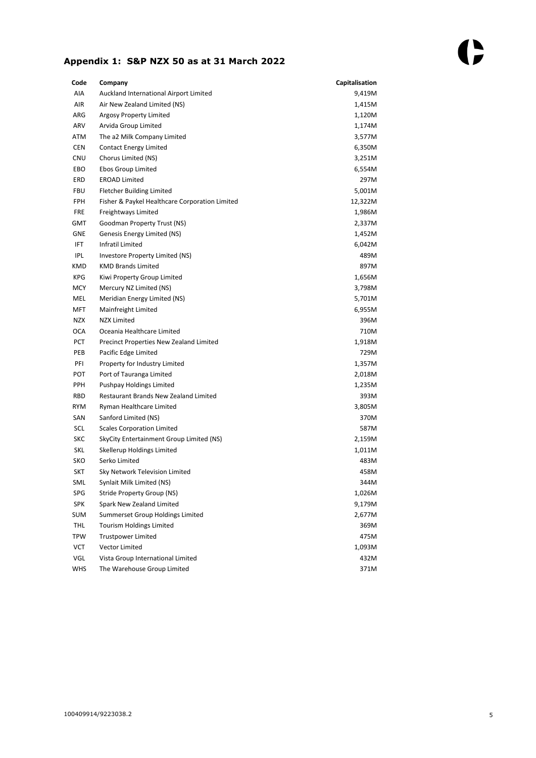## Appendix 1: S&P NZX 50 as at 31 March 2022

| Code | Company | Capitalisation |
|---|---|---|
| AIA | Auckland International Airport Limited | 9,419M |
| AIR | Air New Zealand Limited (NS) | 1,415M |
| ARG | Argosy Property Limited | 1,120M |
| ARV | Arvida Group Limited | 1,174M |
| ATM | The a2 Milk Company Limited | 3,577M |
| CEN | Contact Energy Limited | 6,350M |
| CNU | Chorus Limited (NS) | 3,251M |
| EBO | Ebos Group Limited | 6,554M |
| ERD | EROAD Limited | 297M |
| FBU | Fletcher Building Limited | 5,001M |
| FPH | Fisher & Paykel Healthcare Corporation Limited | 12,322M |
| FRE | Freightways Limited | 1,986M |
| GMT | Goodman Property Trust (NS) | 2,337M |
| GNE | Genesis Energy Limited (NS) | 1,452M |
| IFT | Infratil Limited | 6,042M |
| IPL | Investore Property Limited (NS) | 489M |
| KMD | KMD Brands Limited | 897M |
| KPG | Kiwi Property Group Limited | 1,656M |
| MCY | Mercury NZ Limited (NS) | 3,798M |
| MEL | Meridian Energy Limited (NS) | 5,701M |
| MFT | Mainfreight Limited | 6,955M |
| NZX | NZX Limited | 396M |
| OCA | Oceania Healthcare Limited | 710M |
| PCT | Precinct Properties New Zealand Limited | 1,918M |
| PEB | Pacific Edge Limited | 729M |
| PFI | Property for Industry Limited | 1,357M |
| POT | Port of Tauranga Limited | 2,018M |
| PPH | Pushpay Holdings Limited | 1,235M |
| RBD | Restaurant Brands New Zealand Limited | 393M |
| RYM | Ryman Healthcare Limited | 3,805M |
| SAN | Sanford Limited (NS) | 370M |
| SCL | Scales Corporation Limited | 587M |
| SKC | SkyCity Entertainment Group Limited (NS) | 2,159M |
| SKL | Skellerup Holdings Limited | 1,011M |
| SKO | Serko Limited | 483M |
| SKT | Sky Network Television Limited | 458M |
| SML | Synlait Milk Limited (NS) | 344M |
| SPG | Stride Property Group (NS) | 1,026M |
| SPK | Spark New Zealand Limited | 9,179M |
| SUM | Summerset Group Holdings Limited | 2,677M |
| THL | Tourism Holdings Limited | 369M |
| TPW | Trustpower Limited | 475M |
| VCT | Vector Limited | 1,093M |
| VGL | Vista Group International Limited | 432M |
| WHS | The Warehouse Group Limited | 371M |

100409914/9223038.2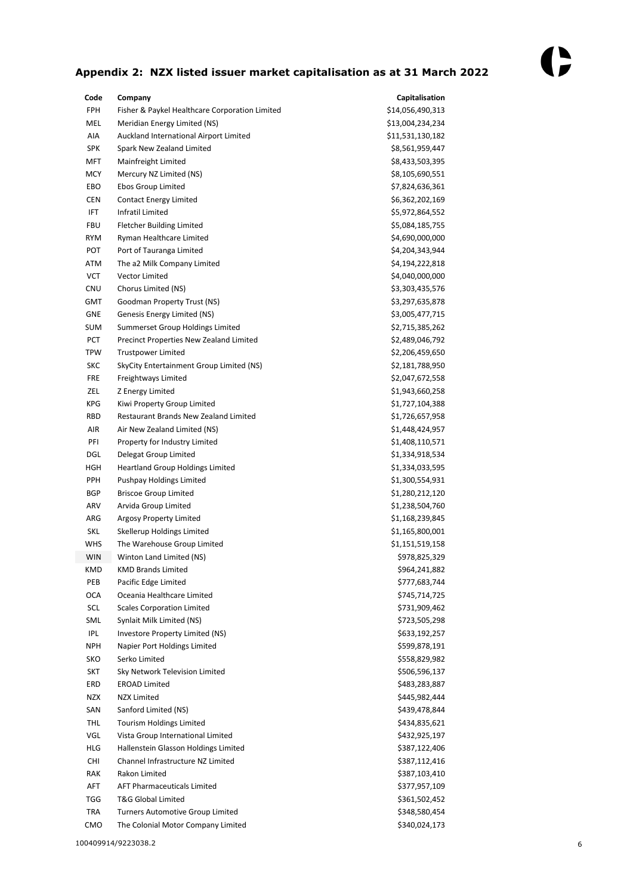## Appendix 2: NZX listed issuer market capitalisation as at 31 March 2022

| Code | Company | Capitalisation |
|---|---|---|
| FPH | Fisher & Paykel Healthcare Corporation Limited | $14,056,490,313 |
| MEL | Meridian Energy Limited (NS) | $13,004,234,234 |
| AIA | Auckland International Airport Limited | $11,531,130,182 |
| SPK | Spark New Zealand Limited | $8,561,959,447 |
| MFT | Mainfreight Limited | $8,433,503,395 |
| MCY | Mercury NZ Limited (NS) | $8,105,690,551 |
| EBO | Ebos Group Limited | $7,824,636,361 |
| CEN | Contact Energy Limited | $6,362,202,169 |
| IFT | Infratil Limited | $5,972,864,552 |
| FBU | Fletcher Building Limited | $5,084,185,755 |
| RYM | Ryman Healthcare Limited | $4,690,000,000 |
| POT | Port of Tauranga Limited | $4,204,343,944 |
| ATM | The a2 Milk Company Limited | $4,194,222,818 |
| VCT | Vector Limited | $4,040,000,000 |
| CNU | Chorus Limited (NS) | $3,303,435,576 |
| GMT | Goodman Property Trust (NS) | $3,297,635,878 |
| GNE | Genesis Energy Limited (NS) | $3,005,477,715 |
| SUM | Summerset Group Holdings Limited | $2,715,385,262 |
| PCT | Precinct Properties New Zealand Limited | $2,489,046,792 |
| TPW | Trustpower Limited | $2,206,459,650 |
| SKC | SkyCity Entertainment Group Limited (NS) | $2,181,788,950 |
| FRE | Freightways Limited | $2,047,672,558 |
| ZEL | Z Energy Limited | $1,943,660,258 |
| KPG | Kiwi Property Group Limited | $1,727,104,388 |
| RBD | Restaurant Brands New Zealand Limited | $1,726,657,958 |
| AIR | Air New Zealand Limited (NS) | $1,448,424,957 |
| PFI | Property for Industry Limited | $1,408,110,571 |
| DGL | Delegat Group Limited | $1,334,918,534 |
| HGH | Heartland Group Holdings Limited | $1,334,033,595 |
| PPH | Pushpay Holdings Limited | $1,300,554,931 |
| BGP | Briscoe Group Limited | $1,280,212,120 |
| ARV | Arvida Group Limited | $1,238,504,760 |
| ARG | Argosy Property Limited | $1,168,239,845 |
| SKL | Skellerup Holdings Limited | $1,165,800,001 |
| WHS | The Warehouse Group Limited | $1,151,519,158 |
| WIN | Winton Land Limited (NS) | $978,825,329 |
| KMD | KMD Brands Limited | $964,241,882 |
| PEB | Pacific Edge Limited | $777,683,744 |
| OCA | Oceania Healthcare Limited | $745,714,725 |
| SCL | Scales Corporation Limited | $731,909,462 |
| SML | Synlait Milk Limited (NS) | $723,505,298 |
| IPL | Investore Property Limited (NS) | $633,192,257 |
| NPH | Napier Port Holdings Limited | $599,878,191 |
| SKO | Serko Limited | $558,829,982 |
| SKT | Sky Network Television Limited | $506,596,137 |
| ERD | EROAD Limited | $483,283,887 |
| NZX | NZX Limited | $445,982,444 |
| SAN | Sanford Limited (NS) | $439,478,844 |
| THL | Tourism Holdings Limited | $434,835,621 |
| VGL | Vista Group International Limited | $432,925,197 |
| HLG | Hallenstein Glasson Holdings Limited | $387,122,406 |
| CHI | Channel Infrastructure NZ Limited | $387,112,416 |
| RAK | Rakon Limited | $387,103,410 |
| AFT | AFT Pharmaceuticals Limited | $377,957,109 |
| TGG | T&G Global Limited | $361,502,452 |
| TRA | Turners Automotive Group Limited | $348,580,454 |
| CMO | The Colonial Motor Company Limited | $340,024,173 |

100409914/9223038.2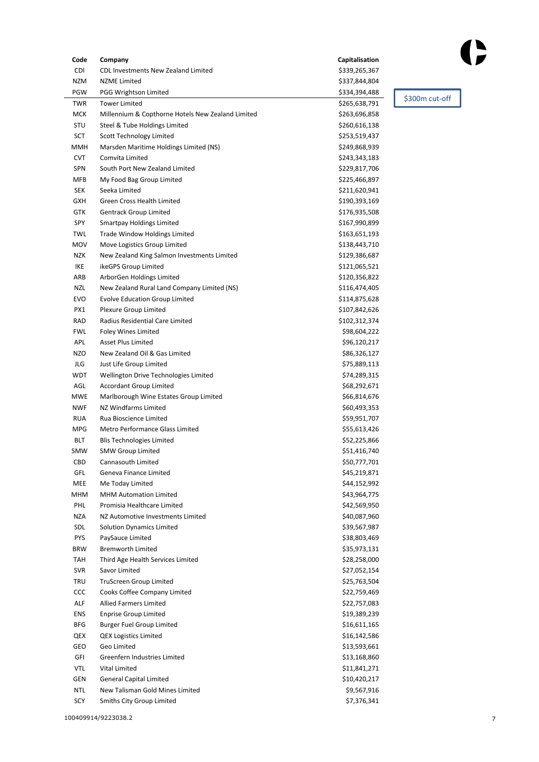| Code | Company | Capitalisation |
|---|---|---|
| CDI | CDL Investments New Zealand Limited | $339,265,367 |
| NZM | NZME Limited | $337,844,804 |
| PGW | PGG Wrightson Limited | $334,394,488 |
| TWR | Tower Limited | $265,638,791 |
| MCK | Millennium & Copthorne Hotels New Zealand Limited | $263,696,858 |
| STU | Steel & Tube Holdings Limited | $260,616,138 |
| SCT | Scott Technology Limited | $253,519,437 |
| MMH | Marsden Maritime Holdings Limited (NS) | $249,868,939 |
| CVT | Comvita Limited | $243,343,183 |
| SPN | South Port New Zealand Limited | $229,817,706 |
| MFB | My Food Bag Group Limited | $225,466,897 |
| SEK | Seeka Limited | $211,620,941 |
| GXH | Green Cross Health Limited | $190,393,169 |
| GTK | Gentrack Group Limited | $176,935,508 |
| SPY | Smartpay Holdings Limited | $167,990,899 |
| TWL | Trade Window Holdings Limited | $163,651,193 |
| MOV | Move Logistics Group Limited | $138,443,710 |
| NZK | New Zealand King Salmon Investments Limited | $129,386,687 |
| IKE | ikeGPS Group Limited | $121,065,521 |
| ARB | ArborGen Holdings Limited | $120,356,822 |
| NZL | New Zealand Rural Land Company Limited (NS) | $116,474,405 |
| EVO | Evolve Education Group Limited | $114,875,628 |
| PX1 | Plexure Group Limited | $107,842,626 |
| RAD | Radius Residential Care Limited | $102,312,374 |
| FWL | Foley Wines Limited | $98,604,222 |
| APL | Asset Plus Limited | $96,120,217 |
| NZO | New Zealand Oil & Gas Limited | $86,326,127 |
| JLG | Just Life Group Limited | $75,889,113 |
| WDT | Wellington Drive Technologies Limited | $74,289,315 |
| AGL | Accordant Group Limited | $68,292,671 |
| MWE | Marlborough Wine Estates Group Limited | $66,814,676 |
| NWF | NZ Windfarms Limited | $60,493,353 |
| RUA | Rua Bioscience Limited | $59,951,707 |
| MPG | Metro Performance Glass Limited | $55,613,426 |
| BLT | Blis Technologies Limited | $52,225,866 |
| SMW | SMW Group Limited | $51,416,740 |
| CBD | Cannasouth Limited | $50,777,701 |
| GFL | Geneva Finance Limited | $45,219,871 |
| MEE | Me Today Limited | $44,152,992 |
| MHM | MHM Automation Limited | $43,964,775 |
| PHL | Promisia Healthcare Limited | $42,569,950 |
| NZA | NZ Automotive Investments Limited | $40,087,960 |
| SDL | Solution Dynamics Limited | $39,567,987 |
| PYS | PaySauce Limited | $38,803,469 |
| BRW | Bremworth Limited | $35,973,131 |
| TAH | Third Age Health Services Limited | $28,258,000 |
| SVR | Savor Limited | $27,052,154 |
| TRU | TruScreen Group Limited | $25,763,504 |
| CCC | Cooks Coffee Company Limited | $22,759,469 |
| ALF | Allied Farmers Limited | $22,757,083 |
| ENS | Enprise Group Limited | $19,389,239 |
| BFG | Burger Fuel Group Limited | $16,611,165 |
| QEX | QEX Logistics Limited | $16,142,586 |
| GEO | Geo Limited | $13,593,661 |
| GFI | Greenfern Industries Limited | $13,168,860 |
| VTL | Vital Limited | $11,841,271 |
| GEN | General Capital Limited | $10,420,217 |
| NTL | New Talisman Gold Mines Limited | $9,567,916 |
| SCY | Smiths City Group Limited | $7,376,341 |

$300m cut-off (line drawn between PGW and TWR)

100409914/9223038.2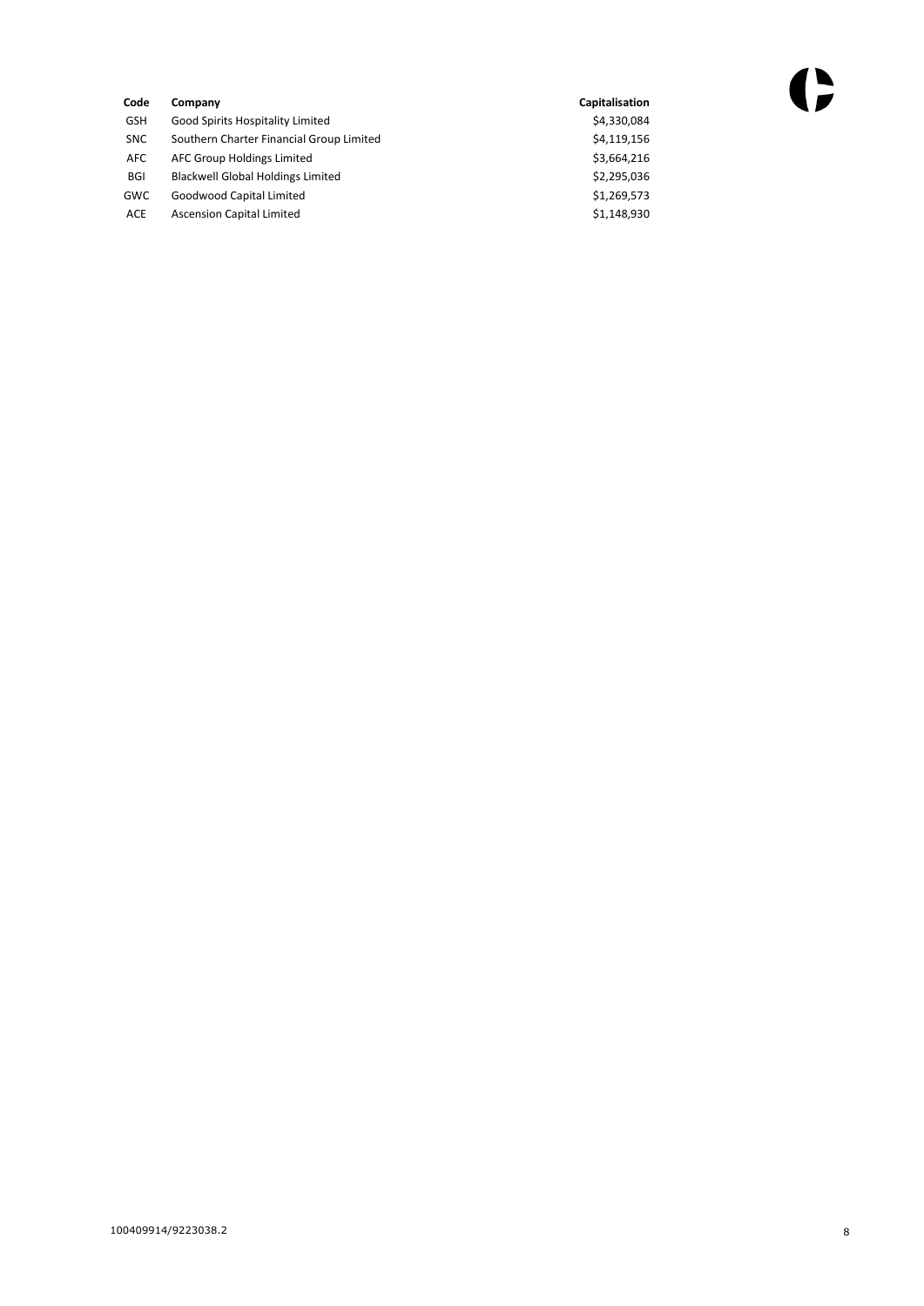| Code | Company | Capitalisation |
|---|---|---|
| GSH | Good Spirits Hospitality Limited | $4,330,084 |
| SNC | Southern Charter Financial Group Limited | $4,119,156 |
| AFC | AFC Group Holdings Limited | $3,664,216 |
| BGI | Blackwell Global Holdings Limited | $2,295,036 |
| GWC | Goodwood Capital Limited | $1,269,573 |
| ACE | Ascension Capital Limited | $1,148,930 |

100409914/9223038.2